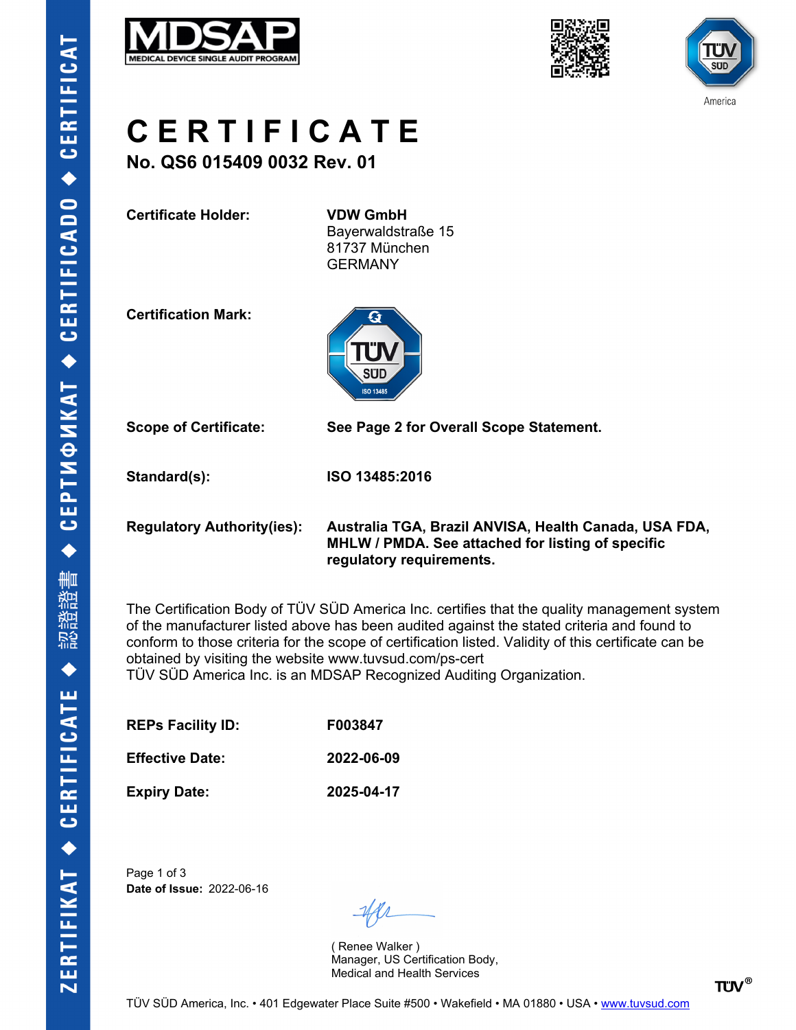# CERTIFICATE

**No. QS6 015409 0032 Rev. 01**

**Certificate Holder:** **VDW GmbH**
Bayerwaldstraße 15
81737 München
GERMANY

**Certification Mark:**

**Scope of Certificate:** **See Page 2 for Overall Scope Statement.**

**Standard(s):** **ISO 13485:2016**

**Regulatory Authority(ies):** **Australia TGA, Brazil ANVISA, Health Canada, USA FDA, MHLW / PMDA. See attached for listing of specific regulatory requirements.**

The Certification Body of TÜV SÜD America Inc. certifies that the quality management system of the manufacturer listed above has been audited against the stated criteria and found to conform to those criteria for the scope of certification listed. Validity of this certificate can be obtained by visiting the website www.tuvsud.com/ps-cert
TÜV SÜD America Inc. is an MDSAP Recognized Auditing Organization.

**REPs Facility ID:** **F003847**

**Effective Date:** **2022-06-09**

**Expiry Date:** **2025-04-17**

Page 1 of 3
**Date of Issue:** 2022-06-16

( Renee Walker )
Manager, US Certification Body,
Medical and Health Services

TÜV SÜD America, Inc. • 401 Edgewater Place Suite #500 • Wakefield • MA 01880 • USA • www.tuvsud.com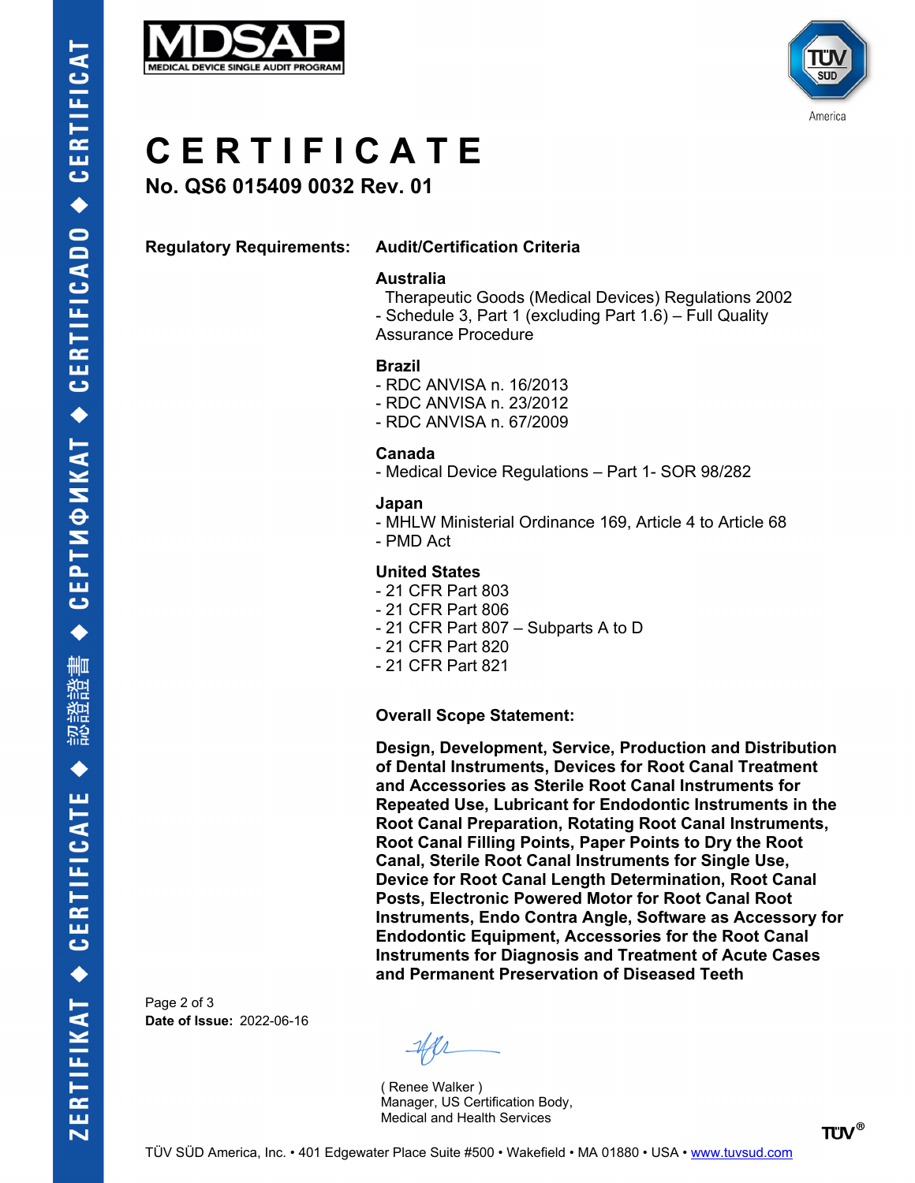# CERTIFICATE

**No. QS6 015409 0032 Rev. 01**

**Regulatory Requirements:** **Audit/Certification Criteria**

**Australia**
Therapeutic Goods (Medical Devices) Regulations 2002
- Schedule 3, Part 1 (excluding Part 1.6) – Full Quality Assurance Procedure

**Brazil**
- RDC ANVISA n. 16/2013
- RDC ANVISA n. 23/2012
- RDC ANVISA n. 67/2009

**Canada**
- Medical Device Regulations – Part 1- SOR 98/282

**Japan**
- MHLW Ministerial Ordinance 169, Article 4 to Article 68
- PMD Act

**United States**
- 21 CFR Part 803
- 21 CFR Part 806
- 21 CFR Part 807 – Subparts A to D
- 21 CFR Part 820
- 21 CFR Part 821

**Overall Scope Statement:**

**Design, Development, Service, Production and Distribution of Dental Instruments, Devices for Root Canal Treatment and Accessories as Sterile Root Canal Instruments for Repeated Use, Lubricant for Endodontic Instruments in the Root Canal Preparation, Rotating Root Canal Instruments, Root Canal Filling Points, Paper Points to Dry the Root Canal, Sterile Root Canal Instruments for Single Use, Device for Root Canal Length Determination, Root Canal Posts, Electronic Powered Motor for Root Canal Root Instruments, Endo Contra Angle, Software as Accessory for Endodontic Equipment, Accessories for the Root Canal Instruments for Diagnosis and Treatment of Acute Cases and Permanent Preservation of Diseased Teeth**

**Date of Issue:** 2022-06-16

( Renee Walker )
Manager, US Certification Body,
Medical and Health Services

TÜV SÜD America, Inc. • 401 Edgewater Place Suite #500 • Wakefield • MA 01880 • USA • www.tuvsud.com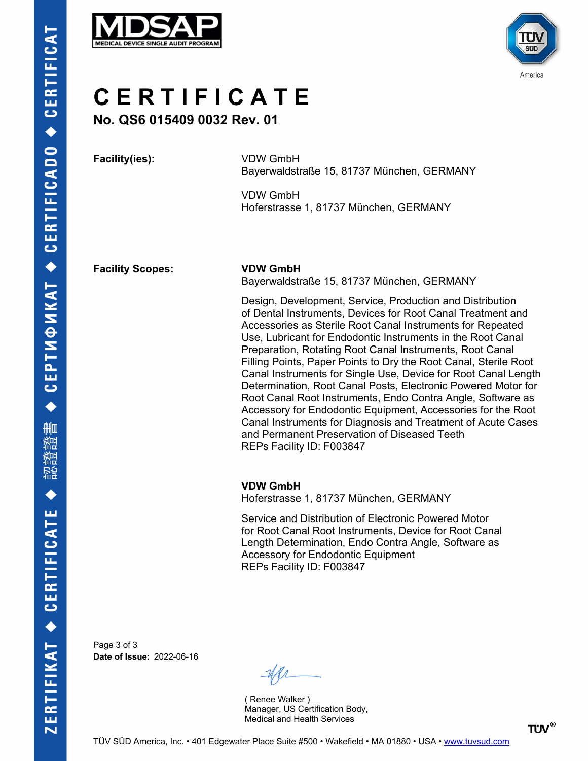# CERTIFICATE

**No. QS6 015409 0032 Rev. 01**

**Facility(ies):**

VDW GmbH
Bayerwaldstraße 15, 81737 München, GERMANY

VDW GmbH
Hoferstrasse 1, 81737 München, GERMANY

**Facility Scopes:**

**VDW GmbH**
Bayerwaldstraße 15, 81737 München, GERMANY

Design, Development, Service, Production and Distribution of Dental Instruments, Devices for Root Canal Treatment and Accessories as Sterile Root Canal Instruments for Repeated Use, Lubricant for Endodontic Instruments in the Root Canal Preparation, Rotating Root Canal Instruments, Root Canal Filling Points, Paper Points to Dry the Root Canal, Sterile Root Canal Instruments for Single Use, Device for Root Canal Length Determination, Root Canal Posts, Electronic Powered Motor for Root Canal Root Instruments, Endo Contra Angle, Software as Accessory for Endodontic Equipment, Accessories for the Root Canal Instruments for Diagnosis and Treatment of Acute Cases and Permanent Preservation of Diseased Teeth
REPs Facility ID: F003847

**VDW GmbH**
Hoferstrasse 1, 81737 München, GERMANY

Service and Distribution of Electronic Powered Motor for Root Canal Root Instruments, Device for Root Canal Length Determination, Endo Contra Angle, Software as Accessory for Endodontic Equipment
REPs Facility ID: F003847

**Date of Issue:** 2022-06-16

( Renee Walker )
Manager, US Certification Body,
Medical and Health Services

TÜV SÜD America, Inc. • 401 Edgewater Place Suite #500 • Wakefield • MA 01880 • USA • www.tuvsud.com